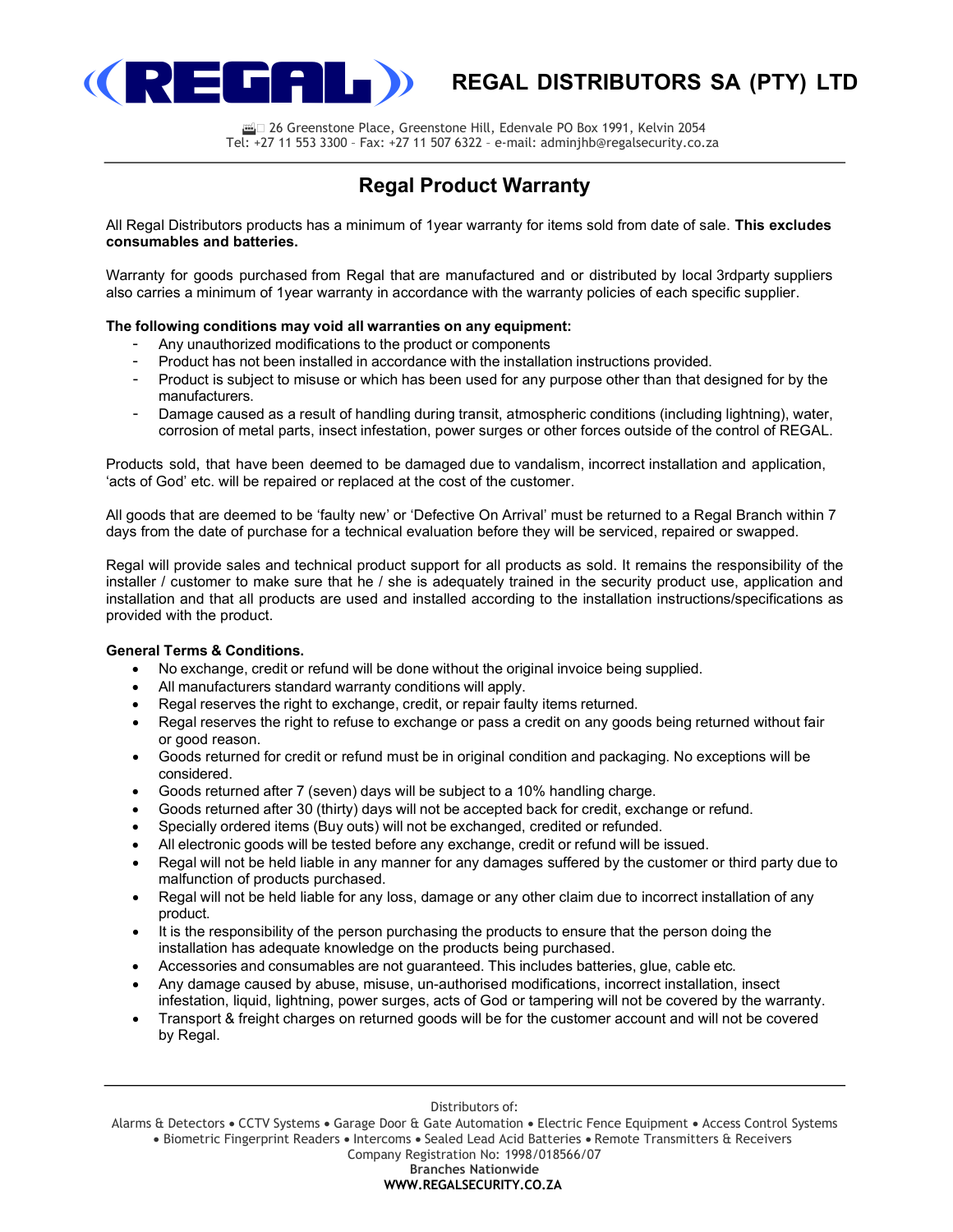# REGAL DISTRIBUTORS SA (PTY) LTD

26 Greenstone Place, Greenstone Hill, Edenvale PO Box 1991, Kelvin 2054
Tel: +27 11 553 3300 – Fax: +27 11 507 6322 – e-mail: adminjhb@regalsecurity.co.za

## Regal Product Warranty

All Regal Distributors products has a minimum of 1year warranty for items sold from date of sale. **This excludes consumables and batteries.**

Warranty for goods purchased from Regal that are manufactured and or distributed by local 3rdparty suppliers also carries a minimum of 1year warranty in accordance with the warranty policies of each specific supplier.

**The following conditions may void all warranties on any equipment:**

- Any unauthorized modifications to the product or components
- Product has not been installed in accordance with the installation instructions provided.
- Product is subject to misuse or which has been used for any purpose other than that designed for by the manufacturers.
- Damage caused as a result of handling during transit, atmospheric conditions (including lightning), water, corrosion of metal parts, insect infestation, power surges or other forces outside of the control of REGAL.

Products sold, that have been deemed to be damaged due to vandalism, incorrect installation and application, 'acts of God' etc. will be repaired or replaced at the cost of the customer.

All goods that are deemed to be 'faulty new' or 'Defective On Arrival' must be returned to a Regal Branch within 7 days from the date of purchase for a technical evaluation before they will be serviced, repaired or swapped.

Regal will provide sales and technical product support for all products as sold. It remains the responsibility of the installer / customer to make sure that he / she is adequately trained in the security product use, application and installation and that all products are used and installed according to the installation instructions/specifications as provided with the product.

**General Terms & Conditions.**

- No exchange, credit or refund will be done without the original invoice being supplied.
- All manufacturers standard warranty conditions will apply.
- Regal reserves the right to exchange, credit, or repair faulty items returned.
- Regal reserves the right to refuse to exchange or pass a credit on any goods being returned without fair or good reason.
- Goods returned for credit or refund must be in original condition and packaging. No exceptions will be considered.
- Goods returned after 7 (seven) days will be subject to a 10% handling charge.
- Goods returned after 30 (thirty) days will not be accepted back for credit, exchange or refund.
- Specially ordered items (Buy outs) will not be exchanged, credited or refunded.
- All electronic goods will be tested before any exchange, credit or refund will be issued.
- Regal will not be held liable in any manner for any damages suffered by the customer or third party due to malfunction of products purchased.
- Regal will not be held liable for any loss, damage or any other claim due to incorrect installation of any product.
- It is the responsibility of the person purchasing the products to ensure that the person doing the installation has adequate knowledge on the products being purchased.
- Accessories and consumables are not guaranteed. This includes batteries, glue, cable etc.
- Any damage caused by abuse, misuse, un-authorised modifications, incorrect installation, insect infestation, liquid, lightning, power surges, acts of God or tampering will not be covered by the warranty.
- Transport & freight charges on returned goods will be for the customer account and will not be covered by Regal.

Distributors of:
Alarms & Detectors • CCTV Systems • Garage Door & Gate Automation • Electric Fence Equipment • Access Control Systems • Biometric Fingerprint Readers • Intercoms • Sealed Lead Acid Batteries • Remote Transmitters & Receivers
Company Registration No: 1998/018566/07
**Branches Nationwide**
**WWW.REGALSECURITY.CO.ZA**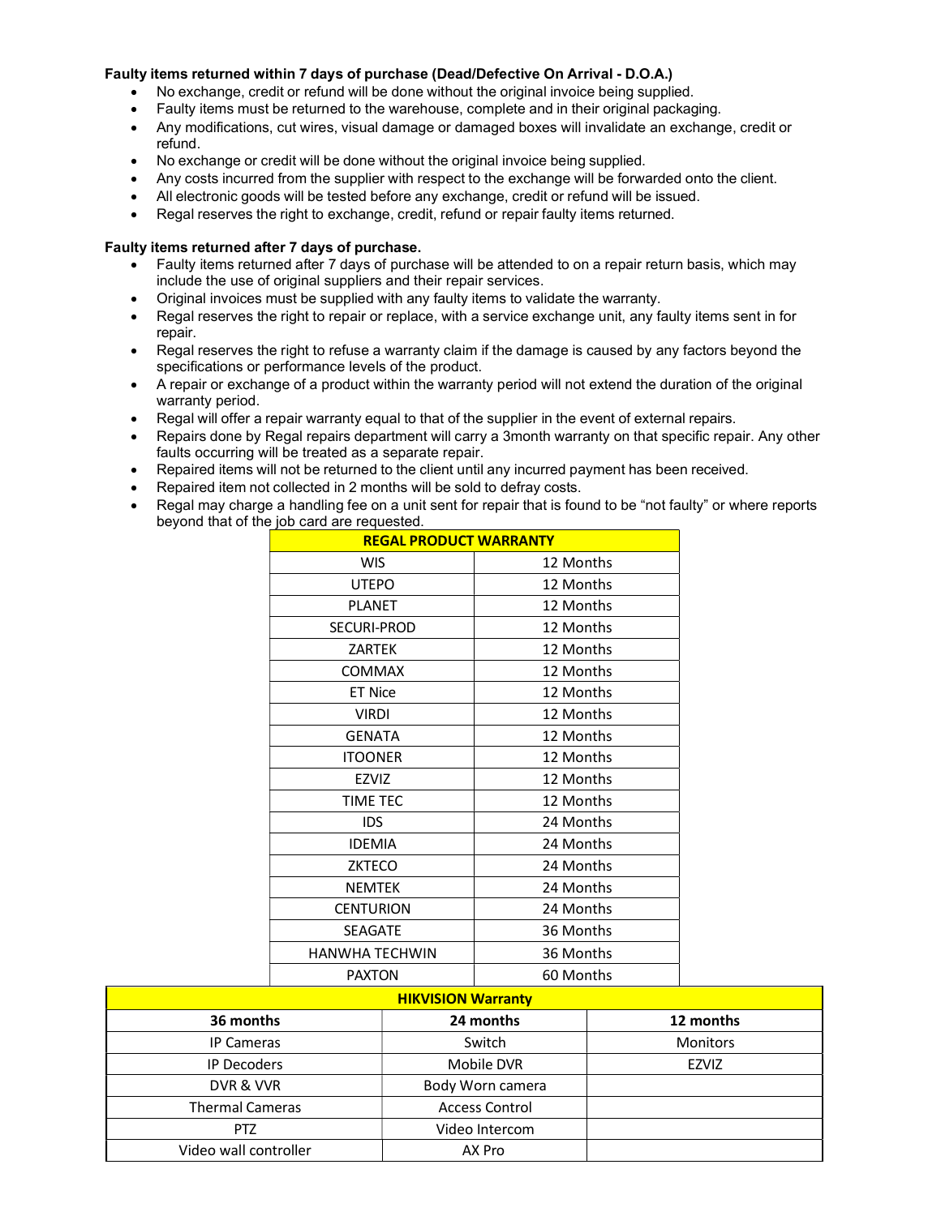**Faulty items returned within 7 days of purchase (Dead/Defective On Arrival - D.O.A.)**

- No exchange, credit or refund will be done without the original invoice being supplied.
- Faulty items must be returned to the warehouse, complete and in their original packaging.
- Any modifications, cut wires, visual damage or damaged boxes will invalidate an exchange, credit or refund.
- No exchange or credit will be done without the original invoice being supplied.
- Any costs incurred from the supplier with respect to the exchange will be forwarded onto the client.
- All electronic goods will be tested before any exchange, credit or refund will be issued.
- Regal reserves the right to exchange, credit, refund or repair faulty items returned.

**Faulty items returned after 7 days of purchase.**

- Faulty items returned after 7 days of purchase will be attended to on a repair return basis, which may include the use of original suppliers and their repair services.
- Original invoices must be supplied with any faulty items to validate the warranty.
- Regal reserves the right to repair or replace, with a service exchange unit, any faulty items sent in for repair.
- Regal reserves the right to refuse a warranty claim if the damage is caused by any factors beyond the specifications or performance levels of the product.
- A repair or exchange of a product within the warranty period will not extend the duration of the original warranty period.
- Regal will offer a repair warranty equal to that of the supplier in the event of external repairs.
- Repairs done by Regal repairs department will carry a 3month warranty on that specific repair. Any other faults occurring will be treated as a separate repair.
- Repaired items will not be returned to the client until any incurred payment has been received.
- Repaired item not collected in 2 months will be sold to defray costs.
- Regal may charge a handling fee on a unit sent for repair that is found to be "not faulty" or where reports beyond that of the job card are requested.

| REGAL PRODUCT WARRANTY | |
|---|---|
| WIS | 12 Months |
| UTEPO | 12 Months |
| PLANET | 12 Months |
| SECURI-PROD | 12 Months |
| ZARTEK | 12 Months |
| COMMAX | 12 Months |
| ET Nice | 12 Months |
| VIRDI | 12 Months |
| GENATA | 12 Months |
| ITOONER | 12 Months |
| EZVIZ | 12 Months |
| TIME TEC | 12 Months |
| IDS | 24 Months |
| IDEMIA | 24 Months |
| ZKTECO | 24 Months |
| NEMTEK | 24 Months |
| CENTURION | 24 Months |
| SEAGATE | 36 Months |
| HANWHA TECHWIN | 36 Months |
| PAXTON | 60 Months |

| HIKVISION Warranty | | |
|---|---|---|
| **36 months** | **24 months** | **12 months** |
| IP Cameras | Switch | Monitors |
| IP Decoders | Mobile DVR | EZVIZ |
| DVR & VVR | Body Worn camera | |
| Thermal Cameras | Access Control | |
| PTZ | Video Intercom | |
| Video wall controller | AX Pro | |